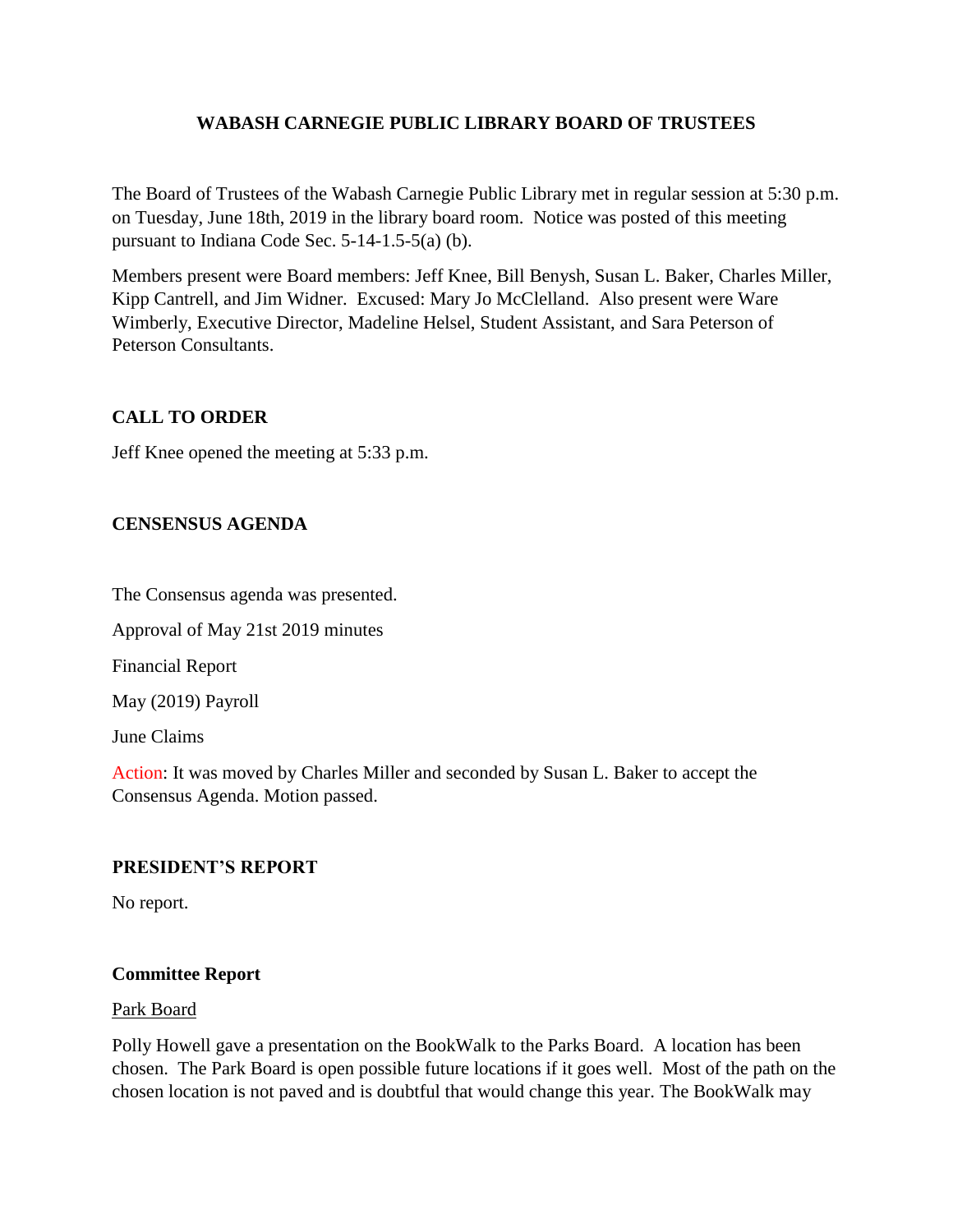# WABASH CARNEGIE PUBLIC LIBRARY BOARD OF TRUSTEES

The Board of Trustees of the Wabash Carnegie Public Library met in regular session at 5:30 p.m. on Tuesday, June 18th, 2019 in the library board room. Notice was posted of this meeting pursuant to Indiana Code Sec. 5-14-1.5-5(a) (b).

Members present were Board members: Jeff Knee, Bill Benysh, Susan L. Baker, Charles Miller, Kipp Cantrell, and Jim Widner. Excused: Mary Jo McClelland. Also present were Ware Wimberly, Executive Director, Madeline Helsel, Student Assistant, and Sara Peterson of Peterson Consultants.

## CALL TO ORDER

Jeff Knee opened the meeting at 5:33 p.m.

## CENSENSUS AGENDA

The Consensus agenda was presented.

Approval of May 21st 2019 minutes

Financial Report

May (2019) Payroll

June Claims

Action: It was moved by Charles Miller and seconded by Susan L. Baker to accept the Consensus Agenda. Motion passed.

## PRESIDENT'S REPORT

No report.

## Committee Report

Park Board

Polly Howell gave a presentation on the BookWalk to the Parks Board. A location has been chosen. The Park Board is open possible future locations if it goes well. Most of the path on the chosen location is not paved and is doubtful that would change this year. The BookWalk may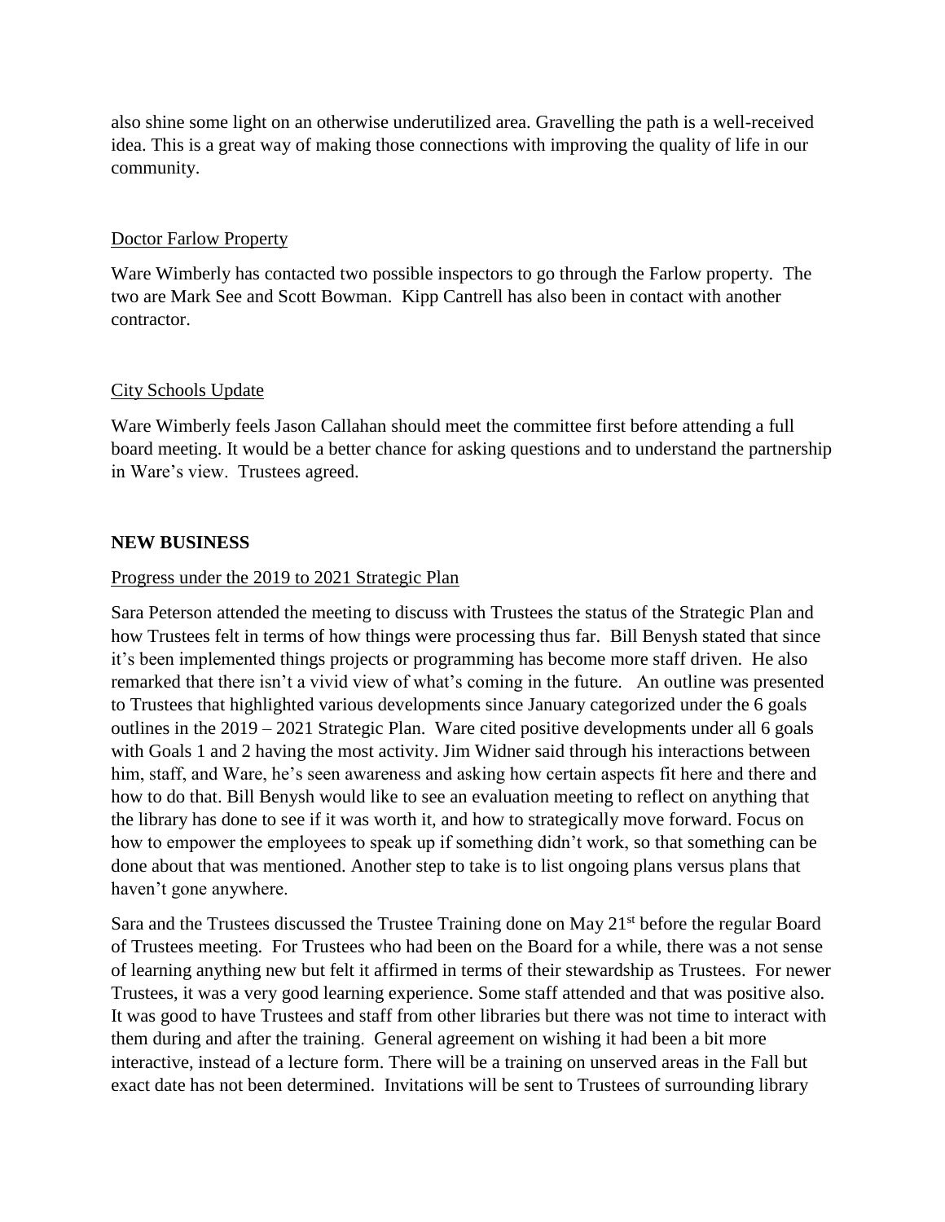also shine some light on an otherwise underutilized area. Gravelling the path is a well-received idea. This is a great way of making those connections with improving the quality of life in our community.

Doctor Farlow Property

Ware Wimberly has contacted two possible inspectors to go through the Farlow property. The two are Mark See and Scott Bowman. Kipp Cantrell has also been in contact with another contractor.

City Schools Update

Ware Wimberly feels Jason Callahan should meet the committee first before attending a full board meeting. It would be a better chance for asking questions and to understand the partnership in Ware's view. Trustees agreed.

**NEW BUSINESS**

Progress under the 2019 to 2021 Strategic Plan

Sara Peterson attended the meeting to discuss with Trustees the status of the Strategic Plan and how Trustees felt in terms of how things were processing thus far. Bill Benysh stated that since it's been implemented things projects or programming has become more staff driven. He also remarked that there isn't a vivid view of what's coming in the future. An outline was presented to Trustees that highlighted various developments since January categorized under the 6 goals outlines in the 2019 – 2021 Strategic Plan. Ware cited positive developments under all 6 goals with Goals 1 and 2 having the most activity. Jim Widner said through his interactions between him, staff, and Ware, he's seen awareness and asking how certain aspects fit here and there and how to do that. Bill Benysh would like to see an evaluation meeting to reflect on anything that the library has done to see if it was worth it, and how to strategically move forward. Focus on how to empower the employees to speak up if something didn't work, so that something can be done about that was mentioned. Another step to take is to list ongoing plans versus plans that haven't gone anywhere.

Sara and the Trustees discussed the Trustee Training done on May 21st before the regular Board of Trustees meeting. For Trustees who had been on the Board for a while, there was a not sense of learning anything new but felt it affirmed in terms of their stewardship as Trustees. For newer Trustees, it was a very good learning experience. Some staff attended and that was positive also. It was good to have Trustees and staff from other libraries but there was not time to interact with them during and after the training. General agreement on wishing it had been a bit more interactive, instead of a lecture form. There will be a training on unserved areas in the Fall but exact date has not been determined. Invitations will be sent to Trustees of surrounding library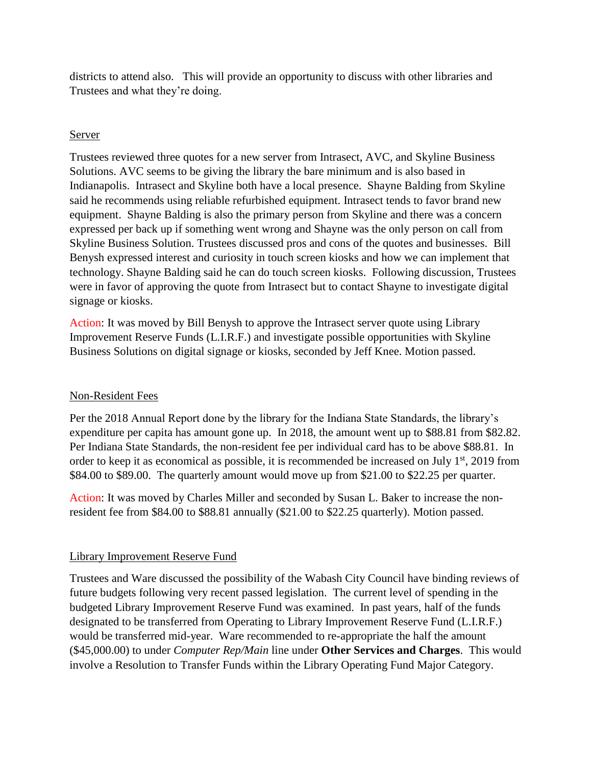districts to attend also. This will provide an opportunity to discuss with other libraries and Trustees and what they're doing.

Server

Trustees reviewed three quotes for a new server from Intrasect, AVC, and Skyline Business Solutions. AVC seems to be giving the library the bare minimum and is also based in Indianapolis. Intrasect and Skyline both have a local presence. Shayne Balding from Skyline said he recommends using reliable refurbished equipment. Intrasect tends to favor brand new equipment. Shayne Balding is also the primary person from Skyline and there was a concern expressed per back up if something went wrong and Shayne was the only person on call from Skyline Business Solution. Trustees discussed pros and cons of the quotes and businesses. Bill Benysh expressed interest and curiosity in touch screen kiosks and how we can implement that technology. Shayne Balding said he can do touch screen kiosks. Following discussion, Trustees were in favor of approving the quote from Intrasect but to contact Shayne to investigate digital signage or kiosks.

Action: It was moved by Bill Benysh to approve the Intrasect server quote using Library Improvement Reserve Funds (L.I.R.F.) and investigate possible opportunities with Skyline Business Solutions on digital signage or kiosks, seconded by Jeff Knee. Motion passed.

Non-Resident Fees

Per the 2018 Annual Report done by the library for the Indiana State Standards, the library's expenditure per capita has amount gone up. In 2018, the amount went up to \$88.81 from \$82.82. Per Indiana State Standards, the non-resident fee per individual card has to be above \$88.81. In order to keep it as economical as possible, it is recommended be increased on July 1st, 2019 from \$84.00 to \$89.00. The quarterly amount would move up from \$21.00 to \$22.25 per quarter.

Action: It was moved by Charles Miller and seconded by Susan L. Baker to increase the non-resident fee from \$84.00 to \$88.81 annually (\$21.00 to \$22.25 quarterly). Motion passed.

Library Improvement Reserve Fund

Trustees and Ware discussed the possibility of the Wabash City Council have binding reviews of future budgets following very recent passed legislation. The current level of spending in the budgeted Library Improvement Reserve Fund was examined. In past years, half of the funds designated to be transferred from Operating to Library Improvement Reserve Fund (L.I.R.F.) would be transferred mid-year. Ware recommended to re-appropriate the half the amount (\$45,000.00) to under *Computer Rep/Main* line under **Other Services and Charges**. This would involve a Resolution to Transfer Funds within the Library Operating Fund Major Category.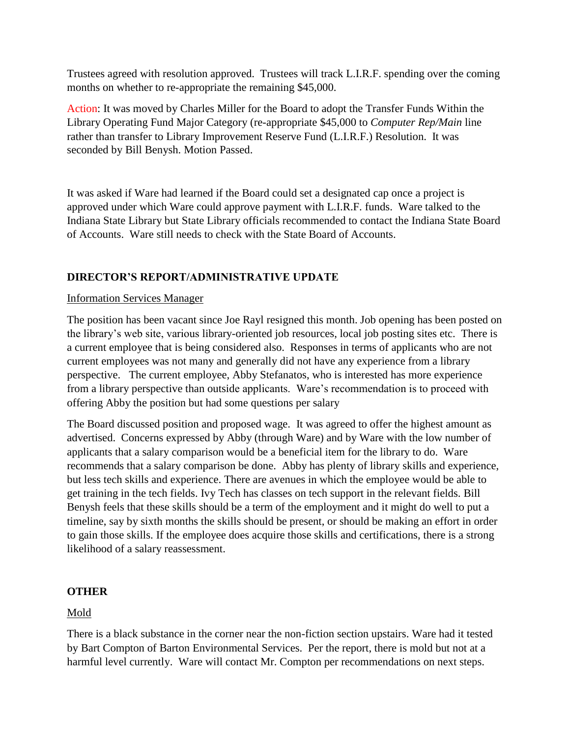Trustees agreed with resolution approved. Trustees will track L.I.R.F. spending over the coming months on whether to re-appropriate the remaining $45,000.

Action: It was moved by Charles Miller for the Board to adopt the Transfer Funds Within the Library Operating Fund Major Category (re-appropriate $45,000 to *Computer Rep/Main* line rather than transfer to Library Improvement Reserve Fund (L.I.R.F.) Resolution. It was seconded by Bill Benysh. Motion Passed.

It was asked if Ware had learned if the Board could set a designated cap once a project is approved under which Ware could approve payment with L.I.R.F. funds. Ware talked to the Indiana State Library but State Library officials recommended to contact the Indiana State Board of Accounts. Ware still needs to check with the State Board of Accounts.

## DIRECTOR'S REPORT/ADMINISTRATIVE UPDATE

Information Services Manager

The position has been vacant since Joe Rayl resigned this month. Job opening has been posted on the library's web site, various library-oriented job resources, local job posting sites etc. There is a current employee that is being considered also. Responses in terms of applicants who are not current employees was not many and generally did not have any experience from a library perspective. The current employee, Abby Stefanatos, who is interested has more experience from a library perspective than outside applicants. Ware's recommendation is to proceed with offering Abby the position but had some questions per salary

The Board discussed position and proposed wage. It was agreed to offer the highest amount as advertised. Concerns expressed by Abby (through Ware) and by Ware with the low number of applicants that a salary comparison would be a beneficial item for the library to do. Ware recommends that a salary comparison be done. Abby has plenty of library skills and experience, but less tech skills and experience. There are avenues in which the employee would be able to get training in the tech fields. Ivy Tech has classes on tech support in the relevant fields. Bill Benysh feels that these skills should be a term of the employment and it might do well to put a timeline, say by sixth months the skills should be present, or should be making an effort in order to gain those skills. If the employee does acquire those skills and certifications, there is a strong likelihood of a salary reassessment.

## OTHER

Mold

There is a black substance in the corner near the non-fiction section upstairs. Ware had it tested by Bart Compton of Barton Environmental Services. Per the report, there is mold but not at a harmful level currently. Ware will contact Mr. Compton per recommendations on next steps.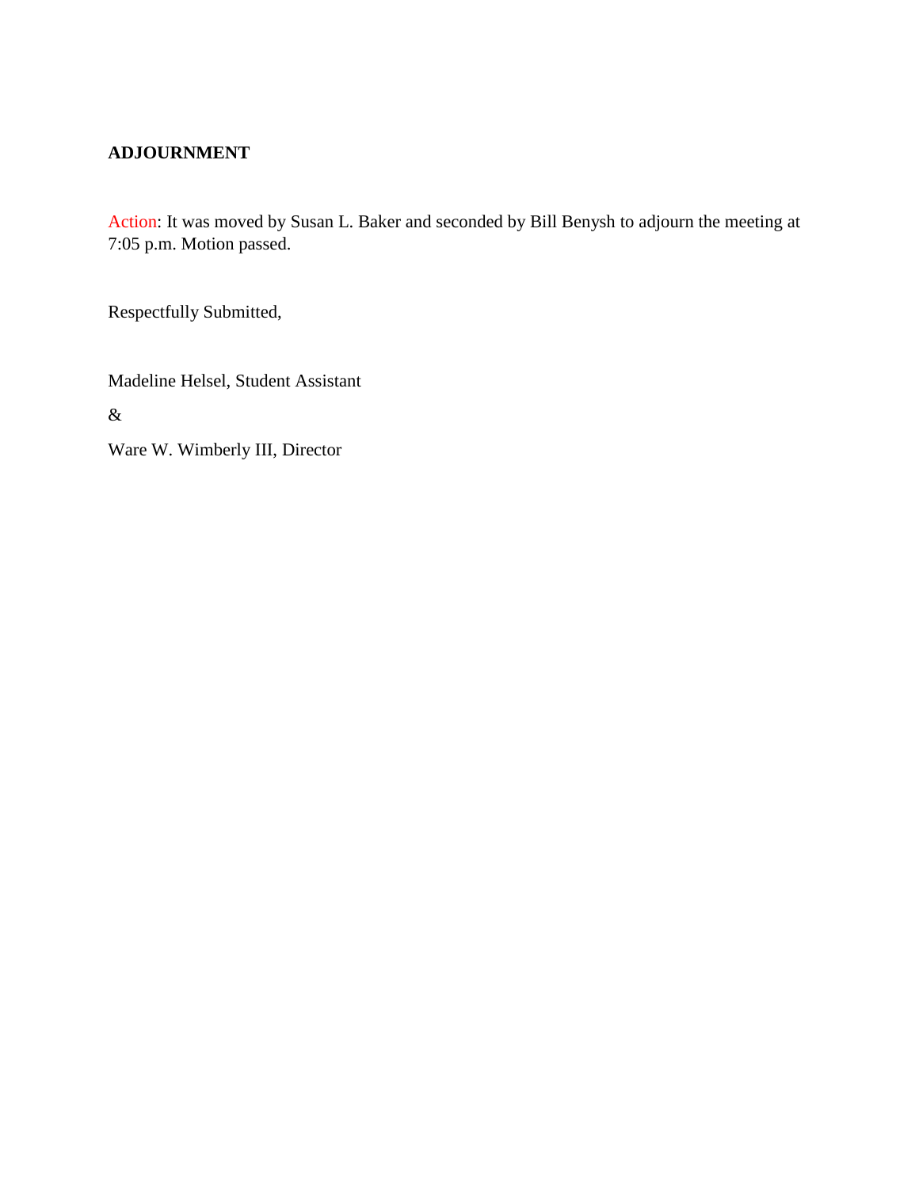**ADJOURNMENT**

Action: It was moved by Susan L. Baker and seconded by Bill Benysh to adjourn the meeting at 7:05 p.m. Motion passed.

Respectfully Submitted,

Madeline Helsel, Student Assistant

&

Ware W. Wimberly III, Director